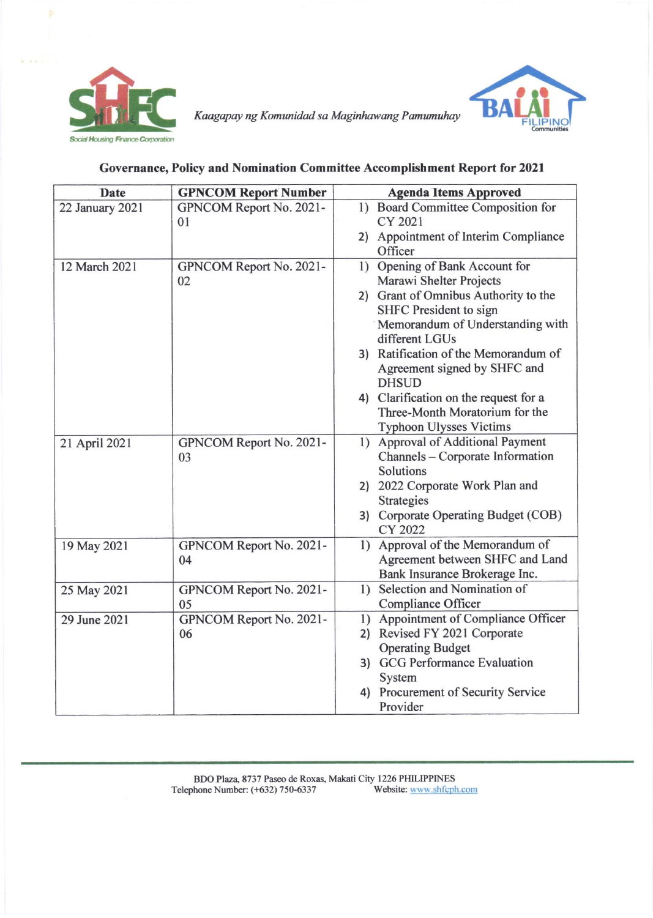*Kaagapay ng Komunidad sa Maginhawang Pamumuhay*

## Governance, Policy and Nomination Committee Accomplishment Report for 2021

| Date | GPNCOM Report Number | Agenda Items Approved |
|---|---|---|
| 22 January 2021 | GPNCOM Report No. 2021-01 | 1) Board Committee Composition for CY 2021<br>2) Appointment of Interim Compliance Officer |
| 12 March 2021 | GPNCOM Report No. 2021-02 | 1) Opening of Bank Account for Marawi Shelter Projects<br>2) Grant of Omnibus Authority to the SHFC President to sign Memorandum of Understanding with different LGUs<br>3) Ratification of the Memorandum of Agreement signed by SHFC and DHSUD<br>4) Clarification on the request for a Three-Month Moratorium for the Typhoon Ulysses Victims |
| 21 April 2021 | GPNCOM Report No. 2021-03 | 1) Approval of Additional Payment Channels – Corporate Information Solutions<br>2) 2022 Corporate Work Plan and Strategies<br>3) Corporate Operating Budget (COB) CY 2022 |
| 19 May 2021 | GPNCOM Report No. 2021-04 | 1) Approval of the Memorandum of Agreement between SHFC and Land Bank Insurance Brokerage Inc. |
| 25 May 2021 | GPNCOM Report No. 2021-05 | 1) Selection and Nomination of Compliance Officer |
| 29 June 2021 | GPNCOM Report No. 2021-06 | 1) Appointment of Compliance Officer<br>2) Revised FY 2021 Corporate Operating Budget<br>3) GCG Performance Evaluation System<br>4) Procurement of Security Service Provider |

BDO Plaza, 8737 Paseo de Roxas, Makati City 1226 PHILIPPINES
Telephone Number: (+632) 750-6337 Website: www.shfcph.com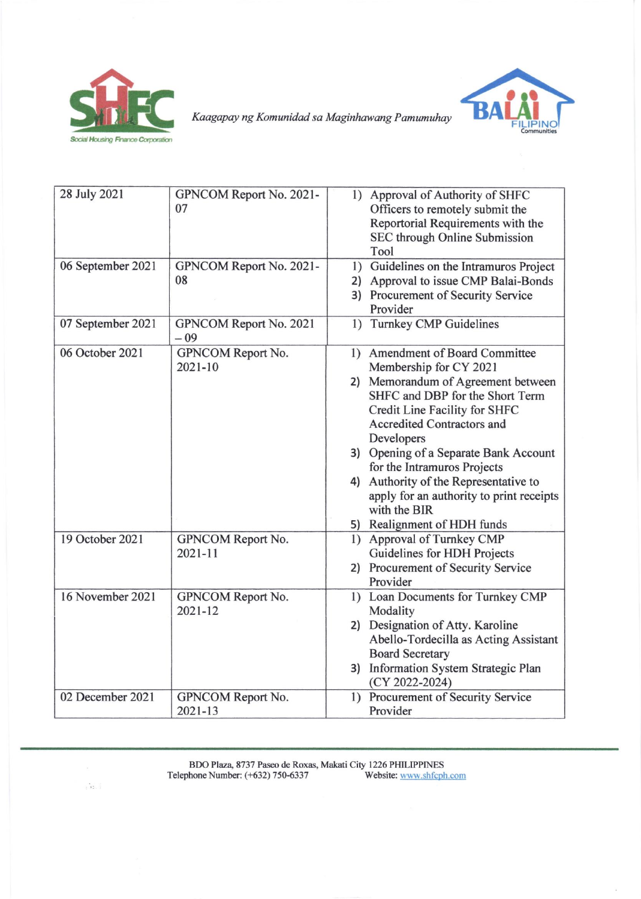| 28 July 2021 | GPNCOM Report No. 2021-07 | 1) Approval of Authority of SHFC Officers to remotely submit the Reportorial Requirements with the SEC through Online Submission Tool |
|---|---|---|
| 06 September 2021 | GPNCOM Report No. 2021-08 | 1) Guidelines on the Intramuros Project<br>2) Approval to issue CMP Balai-Bonds<br>3) Procurement of Security Service Provider |
| 07 September 2021 | GPNCOM Report No. 2021 – 09 | 1) Turnkey CMP Guidelines |
| 06 October 2021 | GPNCOM Report No. 2021-10 | 1) Amendment of Board Committee Membership for CY 2021<br>2) Memorandum of Agreement between SHFC and DBP for the Short Term Credit Line Facility for SHFC Accredited Contractors and Developers<br>3) Opening of a Separate Bank Account for the Intramuros Projects<br>4) Authority of the Representative to apply for an authority to print receipts with the BIR<br>5) Realignment of HDH funds |
| 19 October 2021 | GPNCOM Report No. 2021-11 | 1) Approval of Turnkey CMP Guidelines for HDH Projects<br>2) Procurement of Security Service Provider |
| 16 November 2021 | GPNCOM Report No. 2021-12 | 1) Loan Documents for Turnkey CMP Modality<br>2) Designation of Atty. Karoline Abello-Tordecilla as Acting Assistant Board Secretary<br>3) Information System Strategic Plan (CY 2022-2024) |
| 02 December 2021 | GPNCOM Report No. 2021-13 | 1) Procurement of Security Service Provider |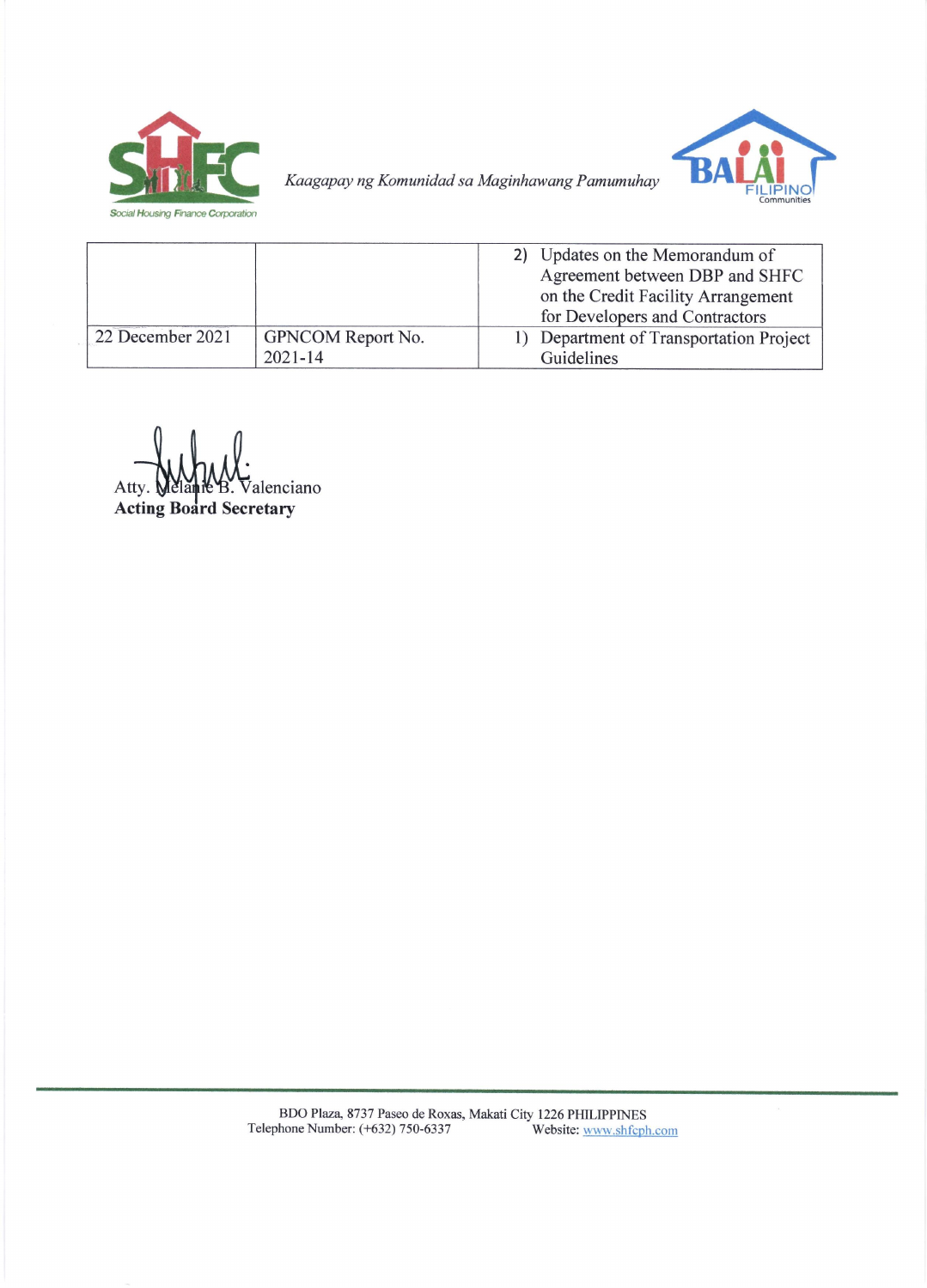| | | |
|---|---|---|
| | | 2) Updates on the Memorandum of Agreement between DBP and SHFC on the Credit Facility Arrangement for Developers and Contractors |
| 22 December 2021 | GPNCOM Report No. 2021-14 | 1) Department of Transportation Project Guidelines |

Atty. Melanie B. Valenciano
**Acting Board Secretary**